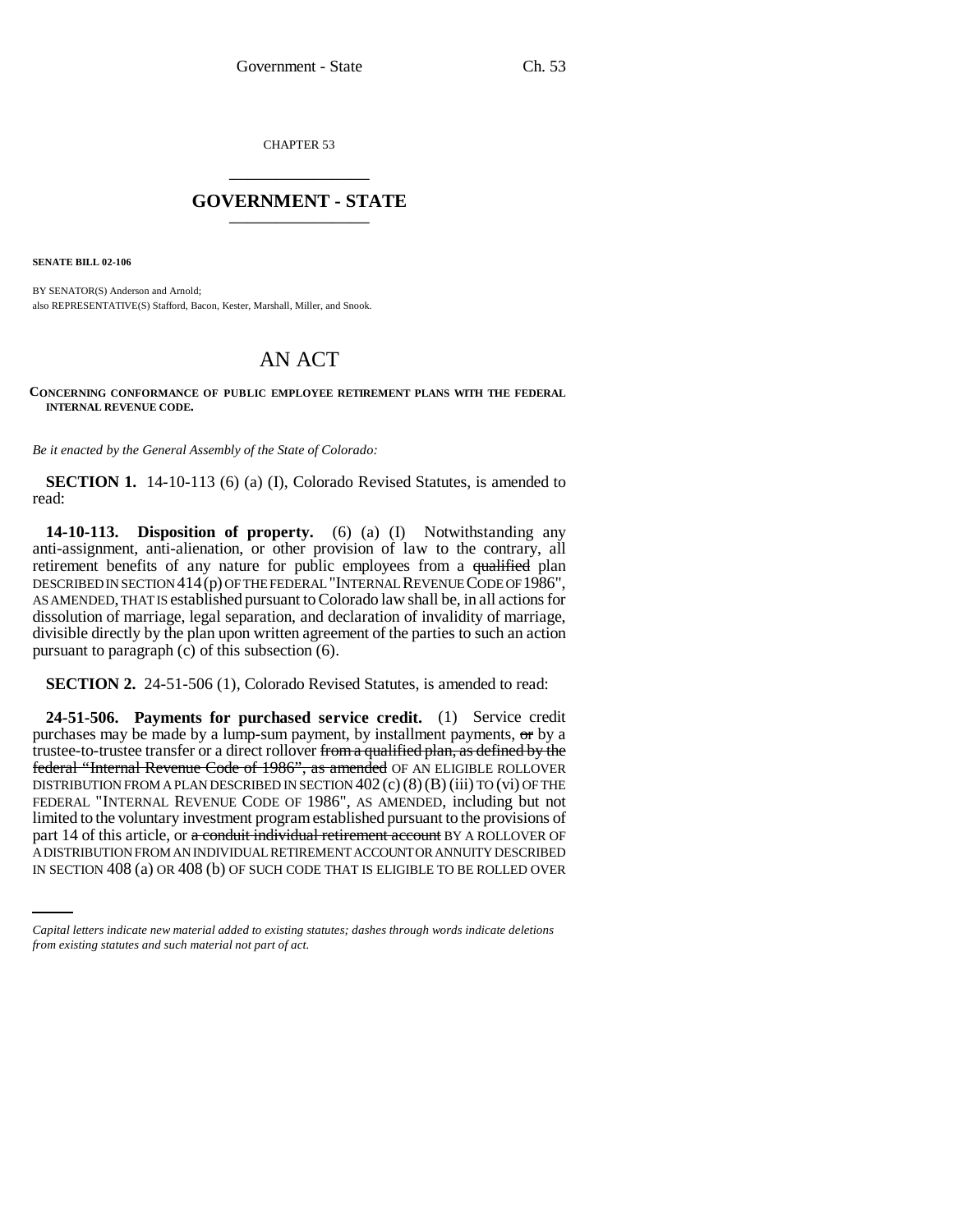CHAPTER 53

# GOVERNMENT - STATE

**SENATE BILL 02-106**

BY SENATOR(S) Anderson and Arnold;
also REPRESENTATIVE(S) Stafford, Bacon, Kester, Marshall, Miller, and Snook.

# AN ACT

**CONCERNING CONFORMANCE OF PUBLIC EMPLOYEE RETIREMENT PLANS WITH THE FEDERAL INTERNAL REVENUE CODE.**

*Be it enacted by the General Assembly of the State of Colorado:*

**SECTION 1.** 14-10-113 (6) (a) (I), Colorado Revised Statutes, is amended to read:

**14-10-113. Disposition of property.** (6) (a) (I) Notwithstanding any anti-assignment, anti-alienation, or other provision of law to the contrary, all retirement benefits of any nature for public employees from a ~~qualified~~ plan DESCRIBED IN SECTION 414 (p) OF THE FEDERAL "INTERNAL REVENUE CODE OF 1986", AS AMENDED, THAT IS established pursuant to Colorado law shall be, in all actions for dissolution of marriage, legal separation, and declaration of invalidity of marriage, divisible directly by the plan upon written agreement of the parties to such an action pursuant to paragraph (c) of this subsection (6).

**SECTION 2.** 24-51-506 (1), Colorado Revised Statutes, is amended to read:

**24-51-506. Payments for purchased service credit.** (1) Service credit purchases may be made by a lump-sum payment, by installment payments, ~~or~~ by a trustee-to-trustee transfer or a direct rollover ~~from a qualified plan, as defined by the federal "Internal Revenue Code of 1986", as amended~~ OF AN ELIGIBLE ROLLOVER DISTRIBUTION FROM A PLAN DESCRIBED IN SECTION 402 (c) (8) (B) (iii) TO (vi) OF THE FEDERAL "INTERNAL REVENUE CODE OF 1986", AS AMENDED, including but not limited to the voluntary investment program established pursuant to the provisions of part 14 of this article, or ~~a conduit individual retirement account~~ BY A ROLLOVER OF A DISTRIBUTION FROM AN INDIVIDUAL RETIREMENT ACCOUNT OR ANNUITY DESCRIBED IN SECTION 408 (a) OR 408 (b) OF SUCH CODE THAT IS ELIGIBLE TO BE ROLLED OVER

*Capital letters indicate new material added to existing statutes; dashes through words indicate deletions from existing statutes and such material not part of act.*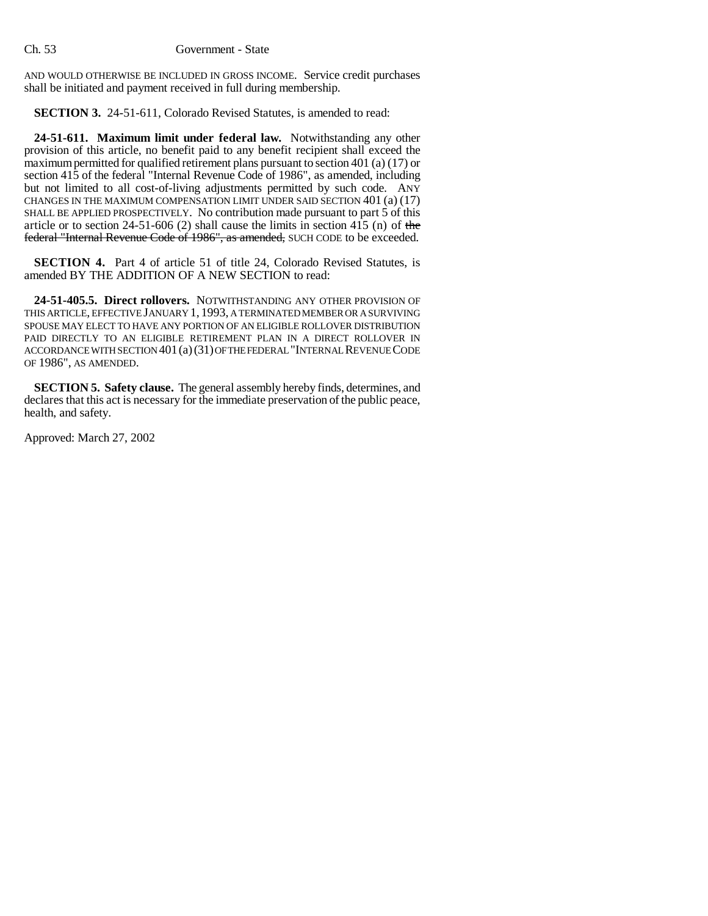AND WOULD OTHERWISE BE INCLUDED IN GROSS INCOME. Service credit purchases shall be initiated and payment received in full during membership.

**SECTION 3.** 24-51-611, Colorado Revised Statutes, is amended to read:

**24-51-611. Maximum limit under federal law.** Notwithstanding any other provision of this article, no benefit paid to any benefit recipient shall exceed the maximum permitted for qualified retirement plans pursuant to section 401 (a) (17) or section 415 of the federal "Internal Revenue Code of 1986", as amended, including but not limited to all cost-of-living adjustments permitted by such code. ANY CHANGES IN THE MAXIMUM COMPENSATION LIMIT UNDER SAID SECTION 401 (a) (17) SHALL BE APPLIED PROSPECTIVELY. No contribution made pursuant to part 5 of this article or to section 24-51-606 (2) shall cause the limits in section 415 (n) of ~~the federal "Internal Revenue Code of 1986", as amended,~~ SUCH CODE to be exceeded.

**SECTION 4.** Part 4 of article 51 of title 24, Colorado Revised Statutes, is amended BY THE ADDITION OF A NEW SECTION to read:

**24-51-405.5. Direct rollovers.** NOTWITHSTANDING ANY OTHER PROVISION OF THIS ARTICLE, EFFECTIVE JANUARY 1, 1993, A TERMINATED MEMBER OR A SURVIVING SPOUSE MAY ELECT TO HAVE ANY PORTION OF AN ELIGIBLE ROLLOVER DISTRIBUTION PAID DIRECTLY TO AN ELIGIBLE RETIREMENT PLAN IN A DIRECT ROLLOVER IN ACCORDANCE WITH SECTION 401 (a) (31) OF THE FEDERAL "INTERNAL REVENUE CODE OF 1986", AS AMENDED.

**SECTION 5. Safety clause.** The general assembly hereby finds, determines, and declares that this act is necessary for the immediate preservation of the public peace, health, and safety.

Approved: March 27, 2002